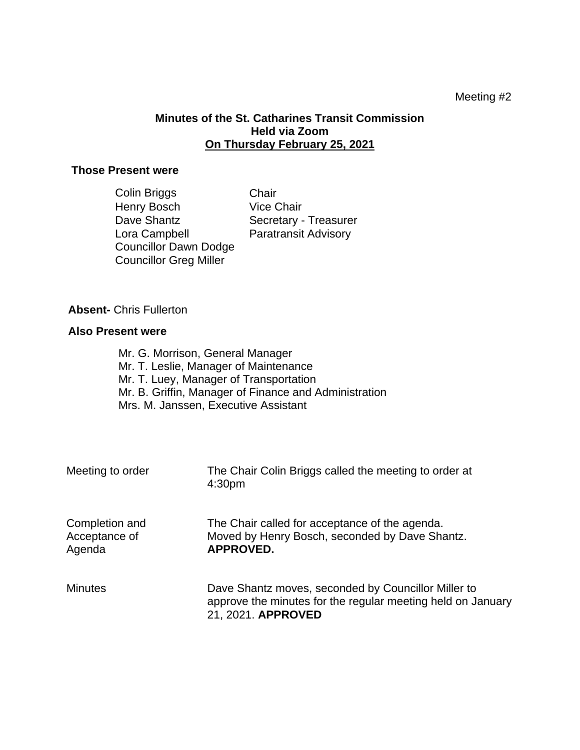Meeting #2

**Minutes of the St. Catharines Transit Commission**
**Held via Zoom**
**On Thursday February 25, 2021**

**Those Present were**

| | |
|---|---|
| Colin Briggs | Chair |
| Henry Bosch | Vice Chair |
| Dave Shantz | Secretary - Treasurer |
| Lora Campbell | Paratransit Advisory |
| Councillor Dawn Dodge | |
| Councillor Greg Miller | |

**Absent-** Chris Fullerton

**Also Present were**

Mr. G. Morrison, General Manager
Mr. T. Leslie, Manager of Maintenance
Mr. T. Luey, Manager of Transportation
Mr. B. Griffin, Manager of Finance and Administration
Mrs. M. Janssen, Executive Assistant

| | |
|---|---|
| Meeting to order | The Chair Colin Briggs called the meeting to order at 4:30pm |
| Completion and Acceptance of Agenda | The Chair called for acceptance of the agenda. Moved by Henry Bosch, seconded by Dave Shantz. **APPROVED.** |
| Minutes | Dave Shantz moves, seconded by Councillor Miller to approve the minutes for the regular meeting held on January 21, 2021. **APPROVED** |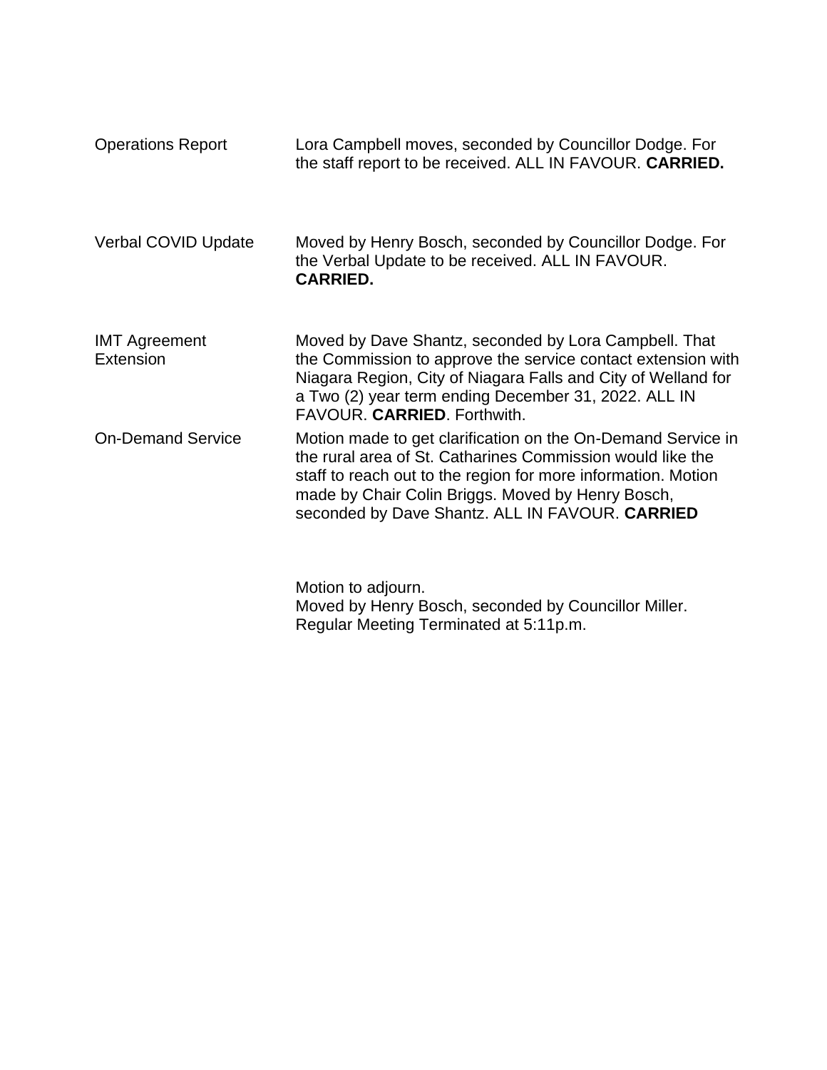| | |
|---|---|
| Operations Report | Lora Campbell moves, seconded by Councillor Dodge. For the staff report to be received. ALL IN FAVOUR. **CARRIED.** |
| Verbal COVID Update | Moved by Henry Bosch, seconded by Councillor Dodge. For the Verbal Update to be received. ALL IN FAVOUR. **CARRIED.** |
| IMT Agreement Extension | Moved by Dave Shantz, seconded by Lora Campbell. That the Commission to approve the service contact extension with Niagara Region, City of Niagara Falls and City of Welland for a Two (2) year term ending December 31, 2022. ALL IN FAVOUR. **CARRIED**. Forthwith. |
| On-Demand Service | Motion made to get clarification on the On-Demand Service in the rural area of St. Catharines Commission would like the staff to reach out to the region for more information. Motion made by Chair Colin Briggs. Moved by Henry Bosch, seconded by Dave Shantz. ALL IN FAVOUR. **CARRIED** |
| | Motion to adjourn.<br>Moved by Henry Bosch, seconded by Councillor Miller.<br>Regular Meeting Terminated at 5:11p.m. |